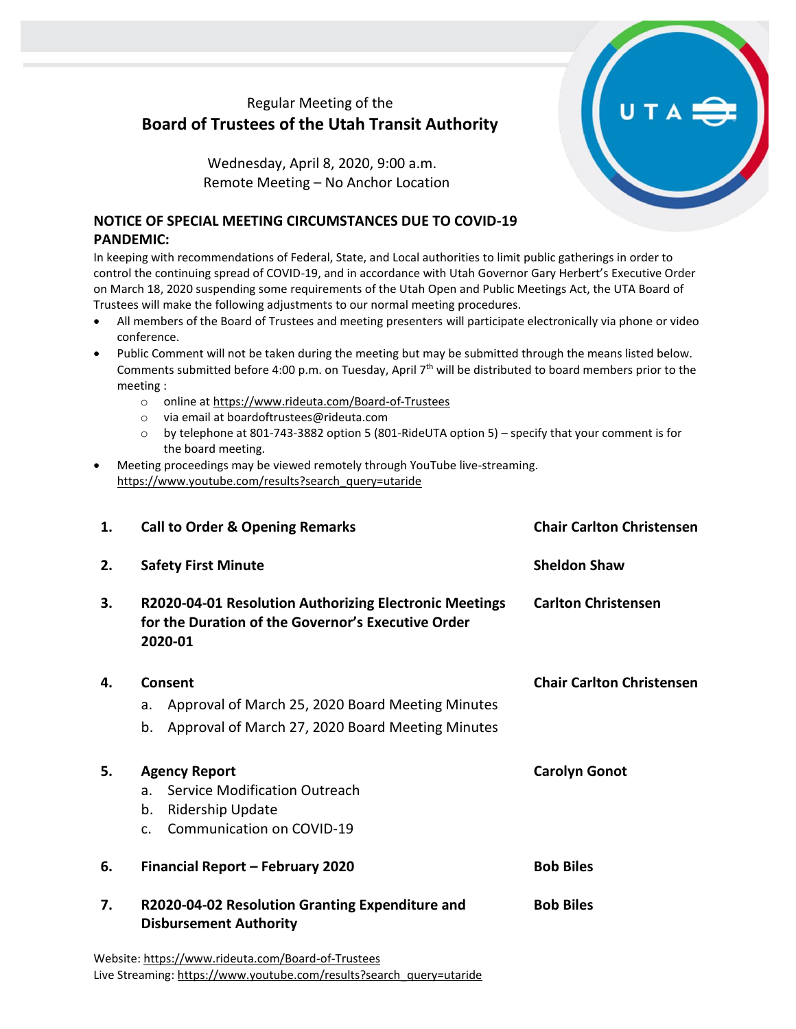Regular Meeting of the

# Board of Trustees of the Utah Transit Authority

Wednesday, April 8, 2020, 9:00 a.m.
Remote Meeting – No Anchor Location

## NOTICE OF SPECIAL MEETING CIRCUMSTANCES DUE TO COVID-19 PANDEMIC:

In keeping with recommendations of Federal, State, and Local authorities to limit public gatherings in order to control the continuing spread of COVID-19, and in accordance with Utah Governor Gary Herbert's Executive Order on March 18, 2020 suspending some requirements of the Utah Open and Public Meetings Act, the UTA Board of Trustees will make the following adjustments to our normal meeting procedures.

- All members of the Board of Trustees and meeting presenters will participate electronically via phone or video conference.
- Public Comment will not be taken during the meeting but may be submitted through the means listed below. Comments submitted before 4:00 p.m. on Tuesday, April 7th will be distributed to board members prior to the meeting :
  - online at https://www.rideuta.com/Board-of-Trustees
  - via email at boardoftrustees@rideuta.com
  - by telephone at 801-743-3882 option 5 (801-RideUTA option 5) – specify that your comment is for the board meeting.
- Meeting proceedings may be viewed remotely through YouTube live-streaming. https://www.youtube.com/results?search_query=utaride

| | | |
|---|---|---|
| **1.** | **Call to Order & Opening Remarks** | **Chair Carlton Christensen** |
| **2.** | **Safety First Minute** | **Sheldon Shaw** |
| **3.** | **R2020-04-01 Resolution Authorizing Electronic Meetings for the Duration of the Governor's Executive Order 2020-01** | **Carlton Christensen** |
| **4.** | **Consent**<br>a. Approval of March 25, 2020 Board Meeting Minutes<br>b. Approval of March 27, 2020 Board Meeting Minutes | **Chair Carlton Christensen** |
| **5.** | **Agency Report**<br>a. Service Modification Outreach<br>b. Ridership Update<br>c. Communication on COVID-19 | **Carolyn Gonot** |
| **6.** | **Financial Report – February 2020** | **Bob Biles** |
| **7.** | **R2020-04-02 Resolution Granting Expenditure and Disbursement Authority** | **Bob Biles** |

Website: https://www.rideuta.com/Board-of-Trustees
Live Streaming: https://www.youtube.com/results?search_query=utaride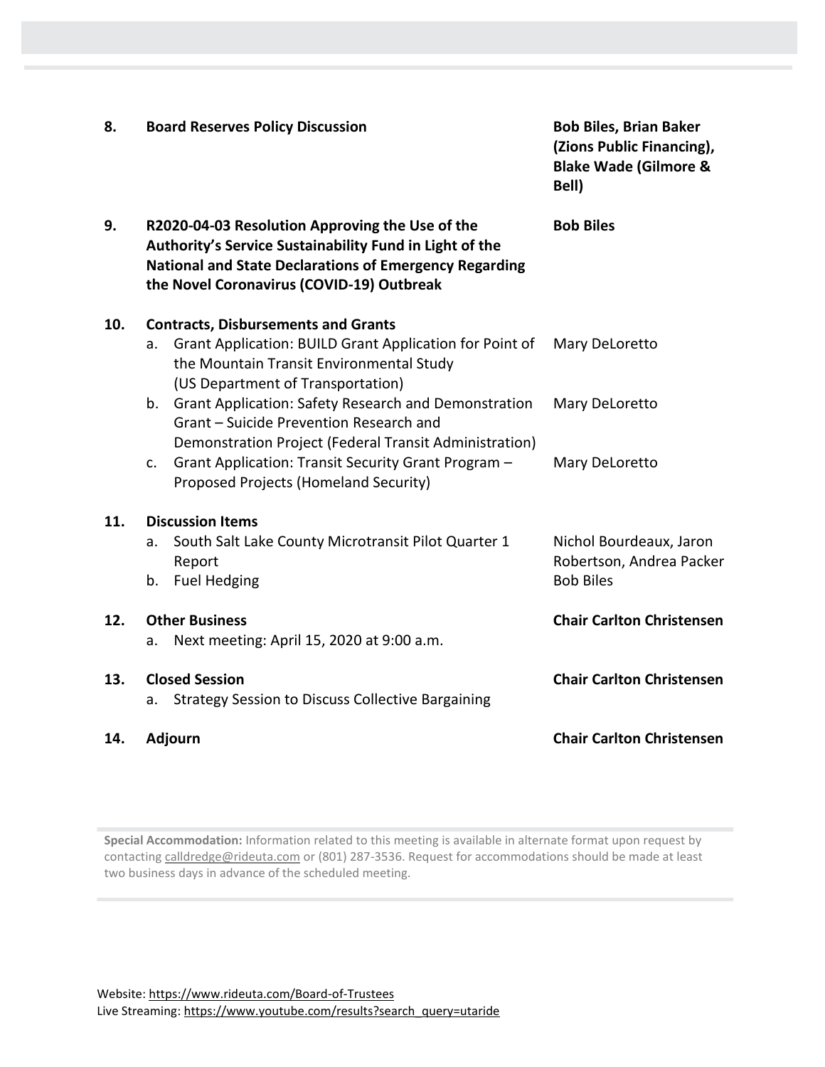**8. Board Reserves Policy Discussion** — **Bob Biles, Brian Baker (Zions Public Financing), Blake Wade (Gilmore & Bell)**

**9. R2020-04-03 Resolution Approving the Use of the Authority's Service Sustainability Fund in Light of the National and State Declarations of Emergency Regarding the Novel Coronavirus (COVID-19) Outbreak** — **Bob Biles**

**10. Contracts, Disbursements and Grants**

a. Grant Application: BUILD Grant Application for Point of the Mountain Transit Environmental Study (US Department of Transportation) — Mary DeLoretto

b. Grant Application: Safety Research and Demonstration Grant – Suicide Prevention Research and Demonstration Project (Federal Transit Administration) — Mary DeLoretto

c. Grant Application: Transit Security Grant Program – Proposed Projects (Homeland Security) — Mary DeLoretto

**11. Discussion Items**

a. South Salt Lake County Microtransit Pilot Quarter 1 Report — Nichol Bourdeaux, Jaron Robertson, Andrea Packer

b. Fuel Hedging — Bob Biles

**12. Other Business** — **Chair Carlton Christensen**

a. Next meeting: April 15, 2020 at 9:00 a.m.

**13. Closed Session** — **Chair Carlton Christensen**

a. Strategy Session to Discuss Collective Bargaining

**14. Adjourn** — **Chair Carlton Christensen**

**Special Accommodation:** Information related to this meeting is available in alternate format upon request by contacting calldredge@rideuta.com or (801) 287-3536. Request for accommodations should be made at least two business days in advance of the scheduled meeting.

Website: https://www.rideuta.com/Board-of-Trustees
Live Streaming: https://www.youtube.com/results?search_query=utaride